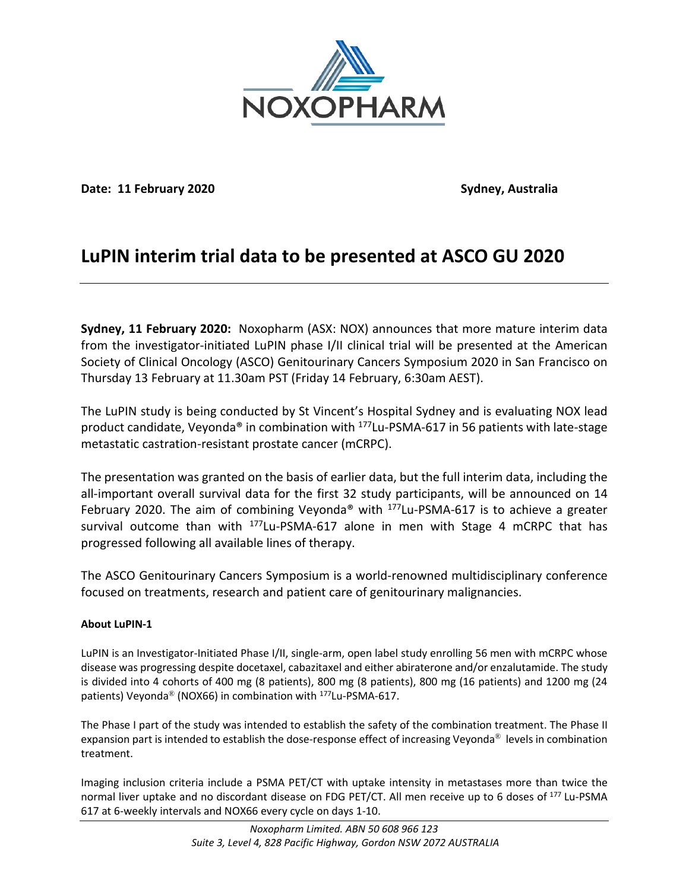NOXOPHARM

**Date: 11 February 2020** **Sydney, Australia**

# LuPIN interim trial data to be presented at ASCO GU 2020

**Sydney, 11 February 2020:** Noxopharm (ASX: NOX) announces that more mature interim data from the investigator-initiated LuPIN phase I/II clinical trial will be presented at the American Society of Clinical Oncology (ASCO) Genitourinary Cancers Symposium 2020 in San Francisco on Thursday 13 February at 11.30am PST (Friday 14 February, 6:30am AEST).

The LuPIN study is being conducted by St Vincent's Hospital Sydney and is evaluating NOX lead product candidate, Veyonda® in combination with $^{177}$Lu-PSMA-617 in 56 patients with late-stage metastatic castration-resistant prostate cancer (mCRPC).

The presentation was granted on the basis of earlier data, but the full interim data, including the all-important overall survival data for the first 32 study participants, will be announced on 14 February 2020. The aim of combining Veyonda® with $^{177}$Lu-PSMA-617 is to achieve a greater survival outcome than with $^{177}$Lu-PSMA-617 alone in men with Stage 4 mCRPC that has progressed following all available lines of therapy.

The ASCO Genitourinary Cancers Symposium is a world-renowned multidisciplinary conference focused on treatments, research and patient care of genitourinary malignancies.

#### About LuPIN-1

LuPIN is an Investigator-Initiated Phase I/II, single-arm, open label study enrolling 56 men with mCRPC whose disease was progressing despite docetaxel, cabazitaxel and either abiraterone and/or enzalutamide. The study is divided into 4 cohorts of 400 mg (8 patients), 800 mg (8 patients), 800 mg (16 patients) and 1200 mg (24 patients) Veyonda® (NOX66) in combination with $^{177}$Lu-PSMA-617.

The Phase I part of the study was intended to establish the safety of the combination treatment. The Phase II expansion part is intended to establish the dose-response effect of increasing Veyonda® levels in combination treatment.

Imaging inclusion criteria include a PSMA PET/CT with uptake intensity in metastases more than twice the normal liver uptake and no discordant disease on FDG PET/CT. All men receive up to 6 doses of $^{177}$ Lu-PSMA 617 at 6-weekly intervals and NOX66 every cycle on days 1-10.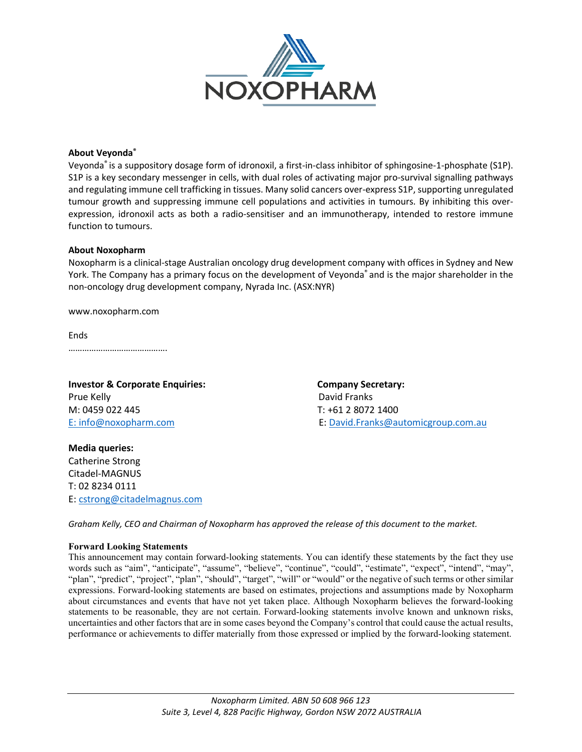**About Veyonda®**

Veyonda® is a suppository dosage form of idronoxil, a first-in-class inhibitor of sphingosine-1-phosphate (S1P). S1P is a key secondary messenger in cells, with dual roles of activating major pro-survival signalling pathways and regulating immune cell trafficking in tissues. Many solid cancers over-express S1P, supporting unregulated tumour growth and suppressing immune cell populations and activities in tumours. By inhibiting this over-expression, idronoxil acts as both a radio-sensitiser and an immunotherapy, intended to restore immune function to tumours.

**About Noxopharm**

Noxopharm is a clinical-stage Australian oncology drug development company with offices in Sydney and New York. The Company has a primary focus on the development of Veyonda® and is the major shareholder in the non-oncology drug development company, Nyrada Inc. (ASX:NYR)

www.noxopharm.com

Ends

…………………………………….

**Investor & Corporate Enquiries:**
Prue Kelly
M: 0459 022 445
E: info@noxopharm.com

**Company Secretary:**
David Franks
T: +61 2 8072 1400
E: David.Franks@automicgroup.com.au

**Media queries:**
Catherine Strong
Citadel-MAGNUS
T: 02 8234 0111
E: cstrong@citadelmagnus.com

*Graham Kelly, CEO and Chairman of Noxopharm has approved the release of this document to the market.*

**Forward Looking Statements**

This announcement may contain forward-looking statements. You can identify these statements by the fact they use words such as "aim", "anticipate", "assume", "believe", "continue", "could", "estimate", "expect", "intend", "may", "plan", "predict", "project", "plan", "should", "target", "will" or "would" or the negative of such terms or other similar expressions. Forward-looking statements are based on estimates, projections and assumptions made by Noxopharm about circumstances and events that have not yet taken place. Although Noxopharm believes the forward-looking statements to be reasonable, they are not certain. Forward-looking statements involve known and unknown risks, uncertainties and other factors that are in some cases beyond the Company's control that could cause the actual results, performance or achievements to differ materially from those expressed or implied by the forward-looking statement.

*Noxopharm Limited. ABN 50 608 966 123*
*Suite 3, Level 4, 828 Pacific Highway, Gordon NSW 2072 AUSTRALIA*